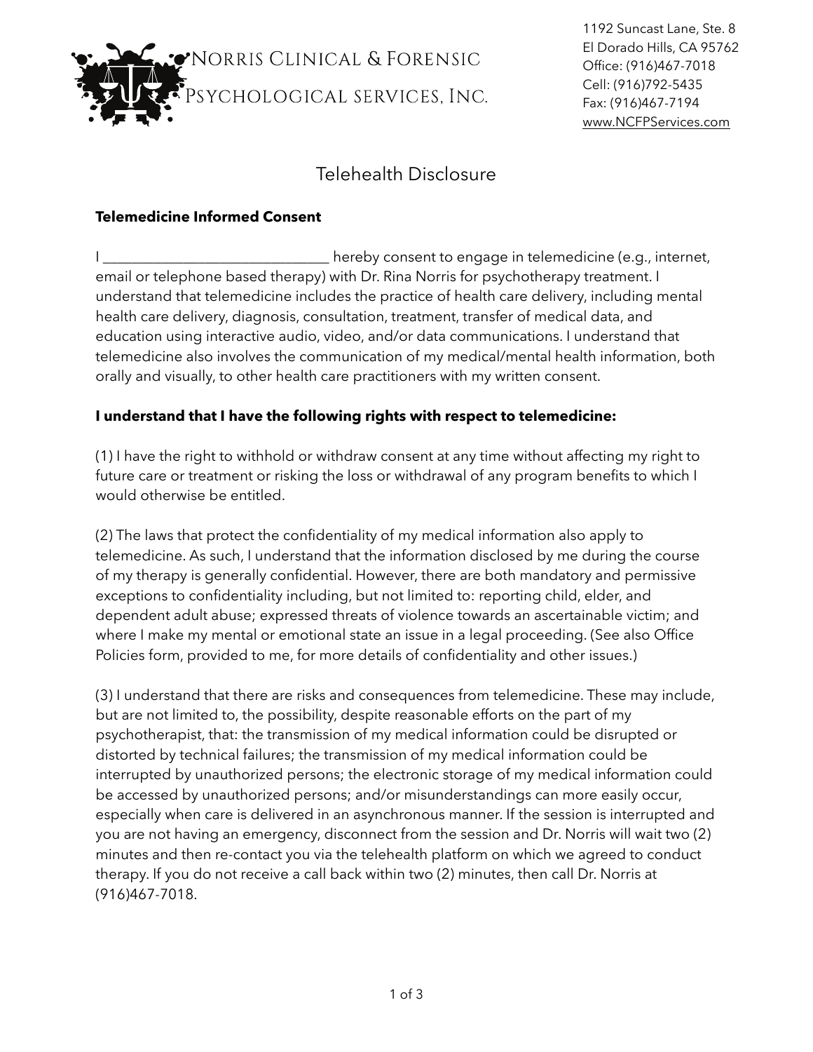Norris Clinical & Forensic Psychological services, Inc.

1192 Suncast Lane, Ste. 8
El Dorado Hills, CA 95762
Office: (916)467-7018
Cell: (916)792-5435
Fax: (916)467-7194
www.NCFPServices.com

# Telehealth Disclosure

**Telemedicine Informed Consent**

I ______________________________ hereby consent to engage in telemedicine (e.g., internet, email or telephone based therapy) with Dr. Rina Norris for psychotherapy treatment. I understand that telemedicine includes the practice of health care delivery, including mental health care delivery, diagnosis, consultation, treatment, transfer of medical data, and education using interactive audio, video, and/or data communications. I understand that telemedicine also involves the communication of my medical/mental health information, both orally and visually, to other health care practitioners with my written consent.

**I understand that I have the following rights with respect to telemedicine:**

(1) I have the right to withhold or withdraw consent at any time without affecting my right to future care or treatment or risking the loss or withdrawal of any program benefits to which I would otherwise be entitled.

(2) The laws that protect the confidentiality of my medical information also apply to telemedicine. As such, I understand that the information disclosed by me during the course of my therapy is generally confidential. However, there are both mandatory and permissive exceptions to confidentiality including, but not limited to: reporting child, elder, and dependent adult abuse; expressed threats of violence towards an ascertainable victim; and where I make my mental or emotional state an issue in a legal proceeding. (See also Office Policies form, provided to me, for more details of confidentiality and other issues.)

(3) I understand that there are risks and consequences from telemedicine. These may include, but are not limited to, the possibility, despite reasonable efforts on the part of my psychotherapist, that: the transmission of my medical information could be disrupted or distorted by technical failures; the transmission of my medical information could be interrupted by unauthorized persons; the electronic storage of my medical information could be accessed by unauthorized persons; and/or misunderstandings can more easily occur, especially when care is delivered in an asynchronous manner. If the session is interrupted and you are not having an emergency, disconnect from the session and Dr. Norris will wait two (2) minutes and then re-contact you via the telehealth platform on which we agreed to conduct therapy. If you do not receive a call back within two (2) minutes, then call Dr. Norris at (916)467-7018.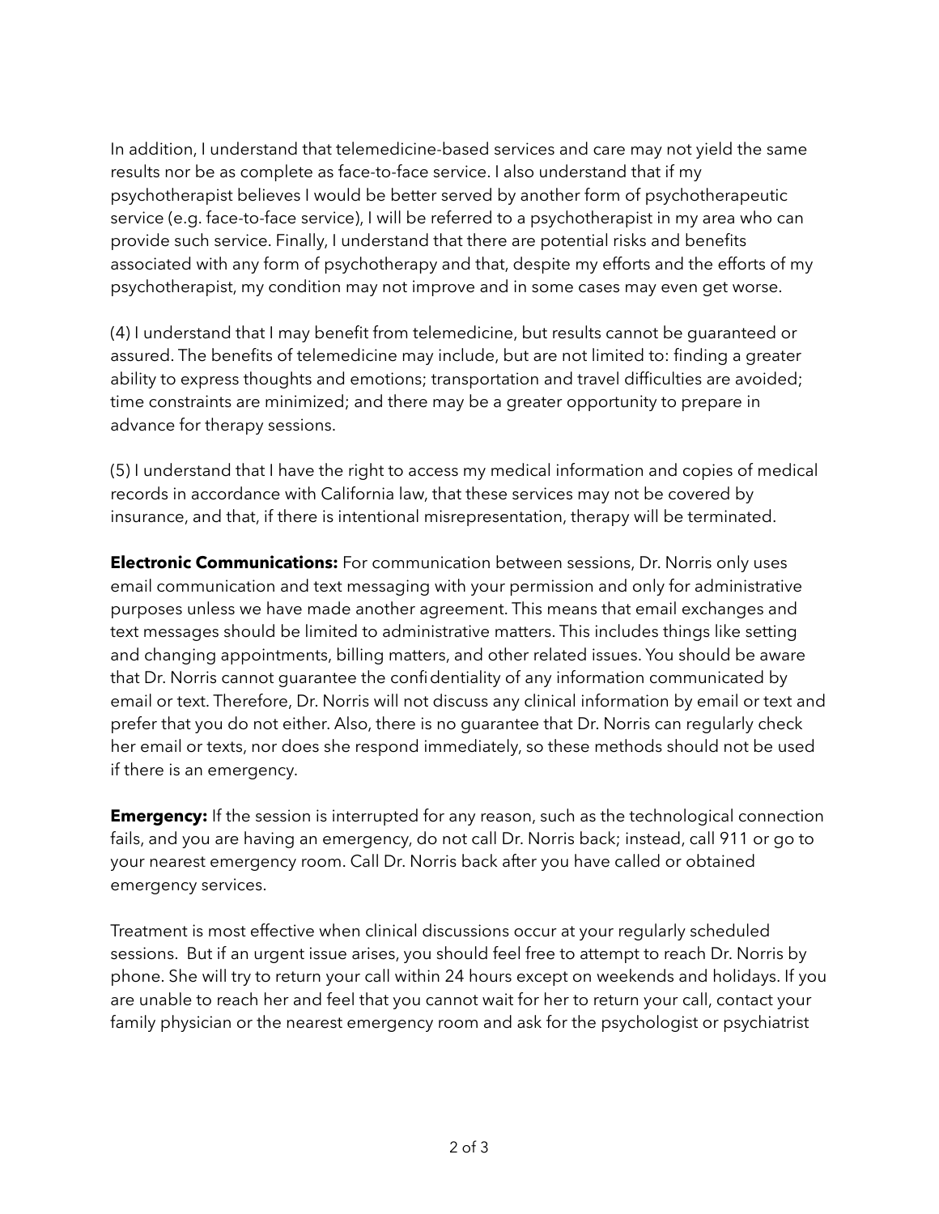In addition, I understand that telemedicine-based services and care may not yield the same results nor be as complete as face-to-face service. I also understand that if my psychotherapist believes I would be better served by another form of psychotherapeutic service (e.g. face-to-face service), I will be referred to a psychotherapist in my area who can provide such service. Finally, I understand that there are potential risks and benefits associated with any form of psychotherapy and that, despite my efforts and the efforts of my psychotherapist, my condition may not improve and in some cases may even get worse.

(4) I understand that I may benefit from telemedicine, but results cannot be guaranteed or assured. The benefits of telemedicine may include, but are not limited to: finding a greater ability to express thoughts and emotions; transportation and travel difficulties are avoided; time constraints are minimized; and there may be a greater opportunity to prepare in advance for therapy sessions.

(5) I understand that I have the right to access my medical information and copies of medical records in accordance with California law, that these services may not be covered by insurance, and that, if there is intentional misrepresentation, therapy will be terminated.

**Electronic Communications:** For communication between sessions, Dr. Norris only uses email communication and text messaging with your permission and only for administrative purposes unless we have made another agreement. This means that email exchanges and text messages should be limited to administrative matters. This includes things like setting and changing appointments, billing matters, and other related issues. You should be aware that Dr. Norris cannot guarantee the confidentiality of any information communicated by email or text. Therefore, Dr. Norris will not discuss any clinical information by email or text and prefer that you do not either. Also, there is no guarantee that Dr. Norris can regularly check her email or texts, nor does she respond immediately, so these methods should not be used if there is an emergency.

**Emergency:** If the session is interrupted for any reason, such as the technological connection fails, and you are having an emergency, do not call Dr. Norris back; instead, call 911 or go to your nearest emergency room. Call Dr. Norris back after you have called or obtained emergency services.

Treatment is most effective when clinical discussions occur at your regularly scheduled sessions. But if an urgent issue arises, you should feel free to attempt to reach Dr. Norris by phone. She will try to return your call within 24 hours except on weekends and holidays. If you are unable to reach her and feel that you cannot wait for her to return your call, contact your family physician or the nearest emergency room and ask for the psychologist or psychiatrist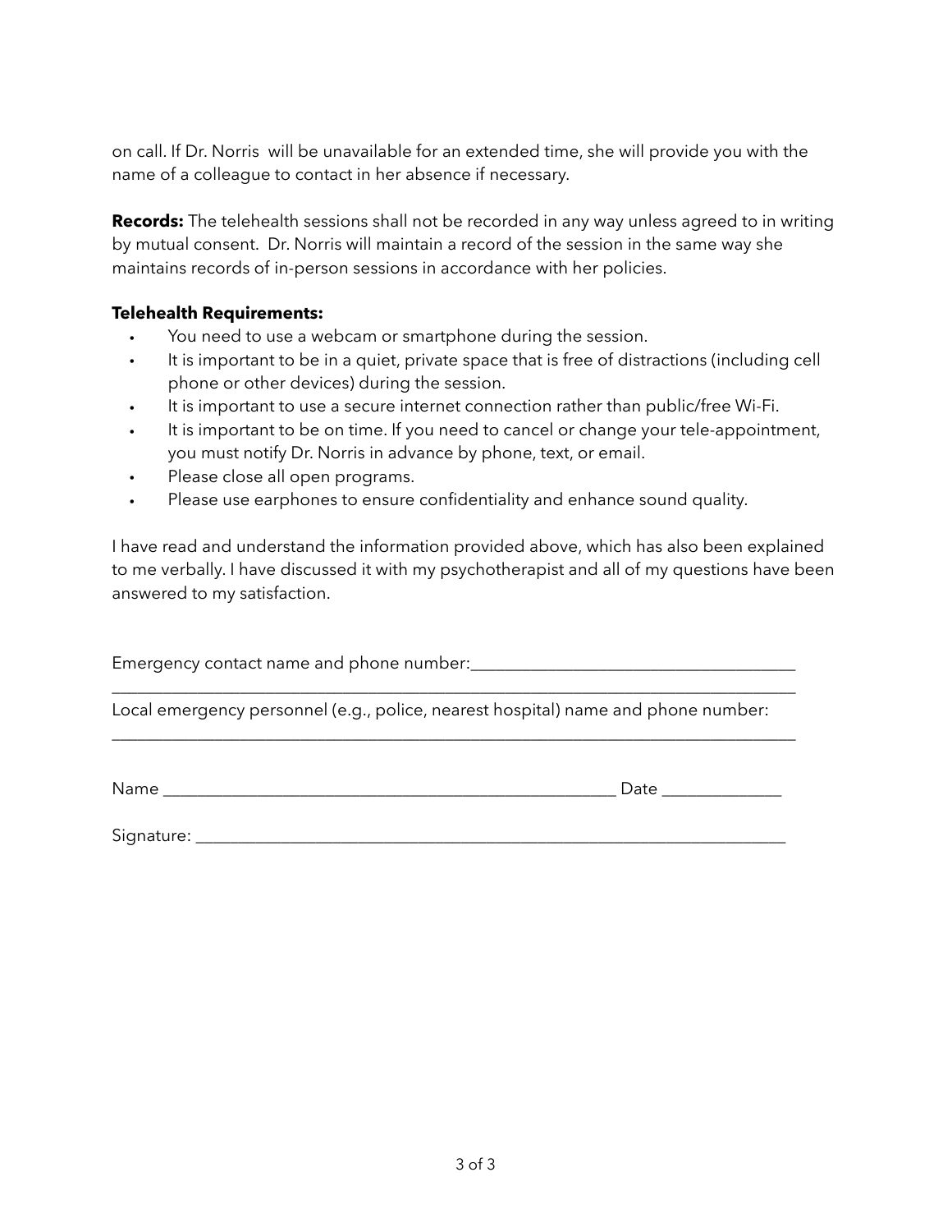on call. If Dr. Norris will be unavailable for an extended time, she will provide you with the name of a colleague to contact in her absence if necessary.

**Records:** The telehealth sessions shall not be recorded in any way unless agreed to in writing by mutual consent. Dr. Norris will maintain a record of the session in the same way she maintains records of in-person sessions in accordance with her policies.

**Telehealth Requirements:**

- You need to use a webcam or smartphone during the session.
- It is important to be in a quiet, private space that is free of distractions (including cell phone or other devices) during the session.
- It is important to use a secure internet connection rather than public/free Wi-Fi.
- It is important to be on time. If you need to cancel or change your tele-appointment, you must notify Dr. Norris in advance by phone, text, or email.
- Please close all open programs.
- Please use earphones to ensure confidentiality and enhance sound quality.

I have read and understand the information provided above, which has also been explained to me verbally. I have discussed it with my psychotherapist and all of my questions have been answered to my satisfaction.

Emergency contact name and phone number:_______________________________________
_____________________________________________________________________________

Local emergency personnel (e.g., police, nearest hospital) name and phone number:
_____________________________________________________________________________

Name ___________________________________________________ Date _____________

Signature: _______________________________________________________________